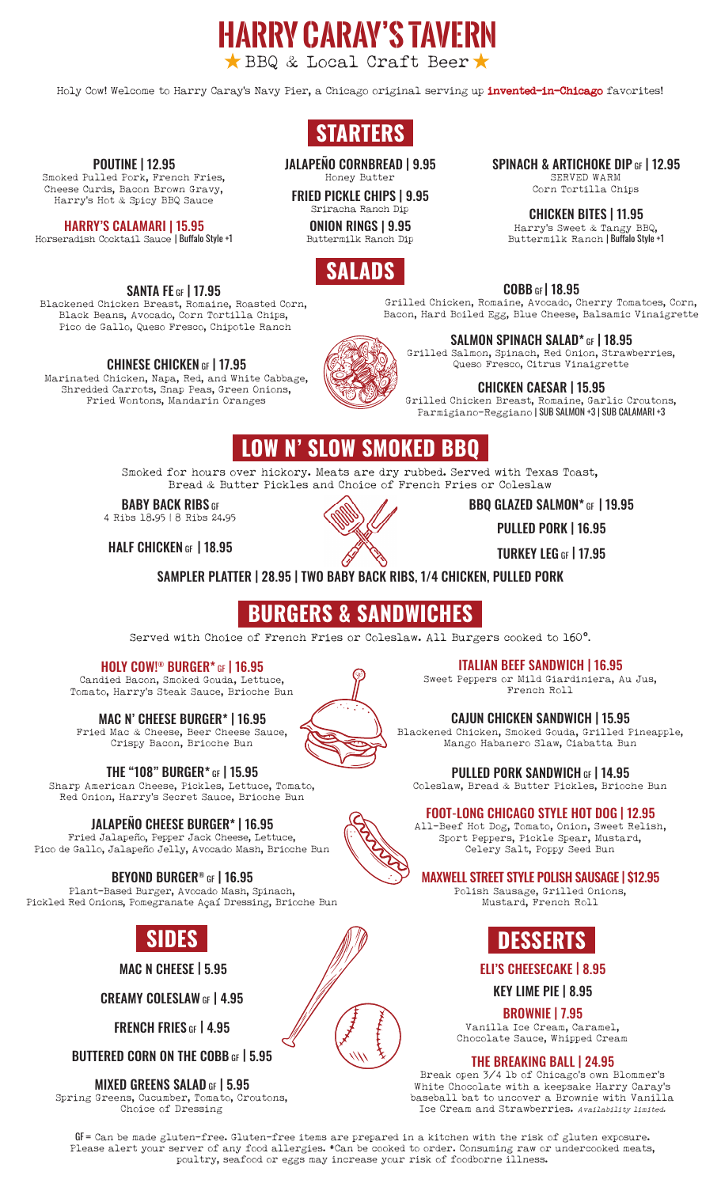# HARRY CARAY'S TAVERN

★ BBQ & Local Craft Beer ★

Holy Cow! Welcome to Harry Caray's Navy Pier, a Chicago original serving up **invented-in-Chicago** favorites!

## STARTERS

**POUTINE | 12.95**
Smoked Pulled Pork, French Fries, Cheese Curds, Bacon Brown Gravy, Harry's Hot & Spicy BBQ Sauce

**HARRY'S CALAMARI | 15.95**
Horseradish Cocktail Sauce | Buffalo Style +1

**JALAPEÑO CORNBREAD | 9.95**
Honey Butter

**FRIED PICKLE CHIPS | 9.95**
Sriracha Ranch Dip

**ONION RINGS | 9.95**
Buttermilk Ranch Dip

**SPINACH & ARTICHOKE DIP GF | 12.95**
SERVED WARM
Corn Tortilla Chips

**CHICKEN BITES | 11.95**
Harry's Sweet & Tangy BBQ, Buttermilk Ranch | Buffalo Style +1

## SALADS

**SANTA FE GF | 17.95**
Blackened Chicken Breast, Romaine, Roasted Corn, Black Beans, Avocado, Corn Tortilla Chips, Pico de Gallo, Queso Fresco, Chipotle Ranch

**CHINESE CHICKEN GF | 17.95**
Marinated Chicken, Napa, Red, and White Cabbage, Shredded Carrots, Snap Peas, Green Onions, Fried Wontons, Mandarin Oranges

**COBB GF | 18.95**
Grilled Chicken, Romaine, Avocado, Cherry Tomatoes, Corn, Bacon, Hard Boiled Egg, Blue Cheese, Balsamic Vinaigrette

**SALMON SPINACH SALAD* GF | 18.95**
Grilled Salmon, Spinach, Red Onion, Strawberries, Queso Fresco, Citrus Vinaigrette

**CHICKEN CAESAR | 15.95**
Grilled Chicken Breast, Romaine, Garlic Croutons, Parmigiano-Reggiano | SUB SALMON +3 | SUB CALAMARI +3

## LOW N' SLOW SMOKED BBQ

Smoked for hours over hickory. Meats are dry rubbed. Served with Texas Toast, Bread & Butter Pickles and Choice of French Fries or Coleslaw

**BABY BACK RIBS GF**
4 Ribs 18.95 | 8 Ribs 24.95

**HALF CHICKEN GF | 18.95**

**BBQ GLAZED SALMON* GF | 19.95**

**PULLED PORK | 16.95**

**TURKEY LEG GF | 17.95**

**SAMPLER PLATTER | 28.95 | TWO BABY BACK RIBS, 1/4 CHICKEN, PULLED PORK**

## BURGERS & SANDWICHES

Served with Choice of French Fries or Coleslaw. All Burgers cooked to 160°.

**HOLY COW!® BURGER* GF | 16.95**
Candied Bacon, Smoked Gouda, Lettuce, Tomato, Harry's Steak Sauce, Brioche Bun

**MAC N' CHEESE BURGER* | 16.95**
Fried Mac & Cheese, Beer Cheese Sauce, Crispy Bacon, Brioche Bun

**THE "108" BURGER* GF | 15.95**
Sharp American Cheese, Pickles, Lettuce, Tomato, Red Onion, Harry's Secret Sauce, Brioche Bun

**JALAPEÑO CHEESE BURGER* | 16.95**
Fried Jalapeño, Pepper Jack Cheese, Lettuce, Pico de Gallo, Jalapeño Jelly, Avocado Mash, Brioche Bun

**BEYOND BURGER® GF | 16.95**
Plant-Based Burger, Avocado Mash, Spinach, Pickled Red Onions, Pomegranate Açaí Dressing, Brioche Bun

**ITALIAN BEEF SANDWICH | 16.95**
Sweet Peppers or Mild Giardiniera, Au Jus, French Roll

**CAJUN CHICKEN SANDWICH | 15.95**
Blackened Chicken, Smoked Gouda, Grilled Pineapple, Mango Habanero Slaw, Ciabatta Bun

**PULLED PORK SANDWICH GF | 14.95**
Coleslaw, Bread & Butter Pickles, Brioche Bun

**FOOT-LONG CHICAGO STYLE HOT DOG | 12.95**
All-Beef Hot Dog, Tomato, Onion, Sweet Relish, Sport Peppers, Pickle Spear, Mustard, Celery Salt, Poppy Seed Bun

**MAXWELL STREET STYLE POLISH SAUSAGE | $12.95**
Polish Sausage, Grilled Onions, Mustard, French Roll

## SIDES

**MAC N CHEESE | 5.95**

**CREAMY COLESLAW GF | 4.95**

**FRENCH FRIES GF | 4.95**

**BUTTERED CORN ON THE COBB GF | 5.95**

**MIXED GREENS SALAD GF | 5.95**
Spring Greens, Cucumber, Tomato, Croutons, Choice of Dressing

## DESSERTS

**ELI'S CHEESECAKE | 8.95**

**KEY LIME PIE | 8.95**

**BROWNIE | 7.95**
Vanilla Ice Cream, Caramel, Chocolate Sauce, Whipped Cream

**THE BREAKING BALL | 24.95**
Break open 3/4 lb of Chicago's own Blommer's White Chocolate with a keepsake Harry Caray's baseball bat to uncover a Brownie with Vanilla Ice Cream and Strawberries. *Availability limited.*

GF = Can be made gluten-free. Gluten-free items are prepared in a kitchen with the risk of gluten exposure. Please alert your server of any food allergies. *Can be cooked to order. Consuming raw or undercooked meats, poultry, seafood or eggs may increase your risk of foodborne illness.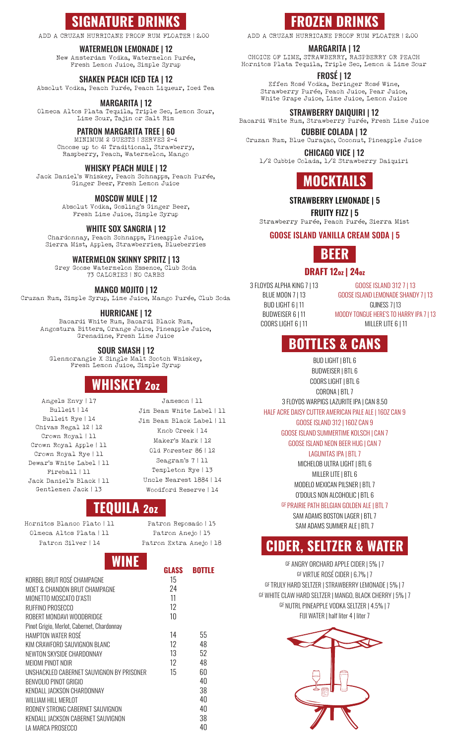# SIGNATURE DRINKS

ADD A CRUZAN HURRICANE PROOF RUM FLOATER | 2.00

### WATERMELON LEMONADE | 12
New Amsterdam Vodka, Watermelon Purée, Fresh Lemon Juice, Simple Syrup

### SHAKEN PEACH ICED TEA | 12
Absolut Vodka, Peach Purée, Peach Liqueur, Iced Tea

### MARGARITA | 12
Olmeca Altos Plata Tequila, Triple Sec, Lemon Sour, Lime Sour, Tajin or Salt Rim

### PATRON MARGARITA TREE | 60
MINIMUM 2 GUESTS | SERVES 2-4
Choose up to 4: Traditional, Strawberry, Raspberry, Peach, Watermelon, Mango

### WHISKY PEACH MULE | 12
Jack Daniel's Whiskey, Peach Schnapps, Peach Purée, Ginger Beer, Fresh Lemon Juice

### MOSCOW MULE | 12
Absolut Vodka, Gosling's Ginger Beer, Fresh Lime Juice, Simple Syrup

### WHITE SOX SANGRIA | 12
Chardonnay, Peach Schnapps, Pineapple Juice, Sierra Mist, Apples, Strawberries, Blueberries

### WATERMELON SKINNY SPRITZ | 13
Grey Goose Watermelon Essence, Club Soda
73 CALORIES | NO CARBS

### MANGO MOJITO | 12
Cruzan Rum, Simple Syrup, Lime Juice, Mango Purée, Club Soda

### HURRICANE | 12
Bacardi White Rum, Bacardi Black Rum, Angostura Bitters, Orange Juice, Pineapple Juice, Grenadine, Fresh Lime Juice

### SOUR SMASH | 12
Glenmorangie X Single Malt Scotch Whiskey, Fresh Lemon Juice, Simple Syrup

# WHISKEY 2oz

Angels Envy | 17
Bulleit | 14
Bulleit Rye | 14
Chivas Regal 12 | 12
Crown Royal | 11
Crown Royal Apple | 11
Crown Royal Rye | 11
Dewar's White Label | 11
Fireball | 11
Jack Daniel's Black | 11
Gentlemen Jack | 13
Jameson | 11
Jim Beam White Label | 11
Jim Beam Black Label | 11
Knob Creek | 14
Maker's Mark | 12
Old Forester 86 | 12
Seagram's 7 | 11
Templeton Rye | 13
Uncle Nearest 1884 | 14
Woodford Reserve | 14

# TEQUILA 2oz

Hornitos Blanco Plato | 11
Olmeca Altos Plata | 11
Patron Silver | 14
Patron Reposado | 15
Patron Anejo | 15
Patron Extra Anejo | 18

# WINE

| | GLASS | BOTTLE |
|---|---|---|
| KORBEL BRUT ROSÉ CHAMPAGNE | 15 | |
| MOET & CHANDON BRUT CHAMPAGNE | 24 | |
| MIONETTO MOSCATO D'ASTI | 11 | |
| RUFFINO PROSECCO | 12 | |
| ROBERT MONDAVI WOODBRIDGE | 10 | |
| Pinot Grigio, Merlot, Cabernet, Chardonnay | | |
| HAMPTON WATER ROSÉ | 14 | 55 |
| KIM CRAWFORD SAUVIGNON BLANC | 12 | 48 |
| NEWTON SKYSIDE CHARDONNAY | 13 | 52 |
| MEIOMI PINOT NOIR | 12 | 48 |
| UNSHACKLED CABERNET SAUVIGNON BY PRISONER | 15 | 60 |
| BENVOLIO PINOT GRIGIO | | 40 |
| KENDALL JACKSON CHARDONNAY | | 38 |
| WILLIAM HILL MERLOT | | 40 |
| RODNEY STRONG CABERNET SAUVIGNON | | 40 |
| KENDALL JACKSON CABERNET SAUVIGNON | | 38 |
| LA MARCA PROSECCO | | 40 |

# FROZEN DRINKS

ADD A CRUZAN HURRICANE PROOF RUM FLOATER | 2.00

### MARGARITA | 12
CHOICE OF LIME, STRAWBERRY, RASPBERRY OR PEACH
Hornitos Plata Tequila, Triple Sec, Lemon & Lime Sour

### FROSÉ | 12
Effen Rosé Vodka, Beringer Rosé Wine, Strawberry Purée, Peach Juice, Pear Juice, White Grape Juice, Lime Juice, Lemon Juice

### STRAWBERRY DAIQUIRI | 12
Bacardi White Rum, Strawberry Purée, Fresh Lime Juice

### CUBBIE COLADA | 12
Cruzan Rum, Blue Curaçao, Coconut, Pineapple Juice

### CHICAGO VICE | 12
1/2 Cubbie Colada, 1/2 Strawberry Daiquiri

# MOCKTAILS

### STRAWBERRY LEMONADE | 5

### FRUITY FIZZ | 5
Strawberry Purée, Peach Purée, Sierra Mist

### GOOSE ISLAND VANILLA CREAM SODA | 5

# BEER

## DRAFT 12oz | 24oz

3 FLOYDS ALPHA KING 7 | 13
BLUE MOON 7 | 13
BUD LIGHT 6 | 11
BUDWEISER 6 | 11
COORS LIGHT 6 | 11
GOOSE ISLAND 312 7 | 13
GOOSE ISLAND LEMONADE SHANDY 7 | 13
GUINESS 7 | 13
MOODY TONGUE HERE'S TO HARRY IPA 7 | 13
MILLER LITE 6 | 11

# BOTTLES & CANS

BUD LIGHT | BTL 6
BUDWEISER | BTL 6
COORS LIGHT | BTL 6
CORONA | BTL 7
3 FLOYDS WARPIGS LAZURITE IPA | CAN 8.50
HALF ACRE DAISY CUTTER AMERICAN PALE ALE | 16OZ CAN 9
GOOSE ISLAND 312 | 16OZ CAN 9
GOOSE ISLAND SUMMERTIME KOLSCH | CAN 7
GOOSE ISLAND NEON BEER HUG | CAN 7
LAGUNITAS IPA | BTL 7
MICHELOB ULTRA LIGHT | BTL 6
MILLER LITE | BTL 6
MODELO MEXICAN PILSNER | BTL 7
O'DOULS NON ALCOHOLIC | BTL 6
GF PRAIRIE PATH BELGIAN GOLDEN ALE | BTL 7
SAM ADAMS BOSTON LAGER | BTL 7
SAM ADAMS SUMMER ALE | BTL 7

# CIDER, SELTZER & WATER

GF ANGRY ORCHARD APPLE CIDER | 5% | 7
GF VIRTUE ROSÉ CIDER | 6.7% | 7
GF TRULY HARD SELTZER | STRAWBERRY LEMONADE | 5% | 7
GF WHITE CLAW HARD SELTZER | MANGO, BLACK CHERRY | 5% | 7
GF NUTRL PINEAPPLE VODKA SELTZER | 4.5% | 7
FIJI WATER | half liter 4 | liter 7